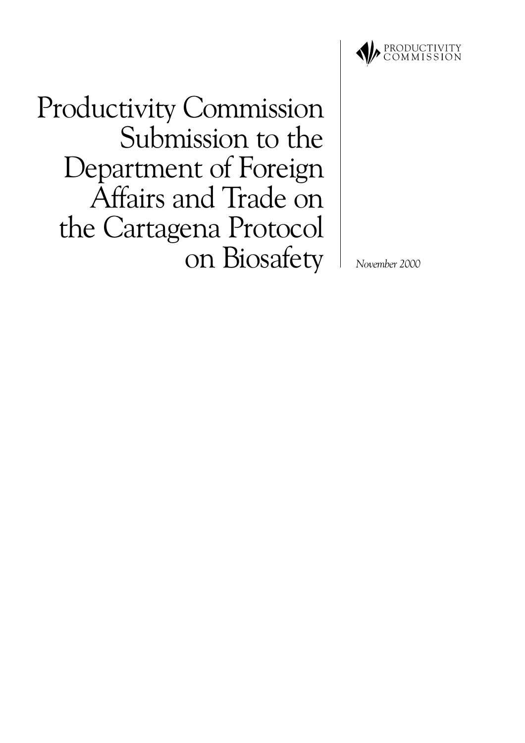PRODUCTIVITY COMMISSION

# Productivity Commission Submission to the Department of Foreign Affairs and Trade on the Cartagena Protocol on Biosafety

*November 2000*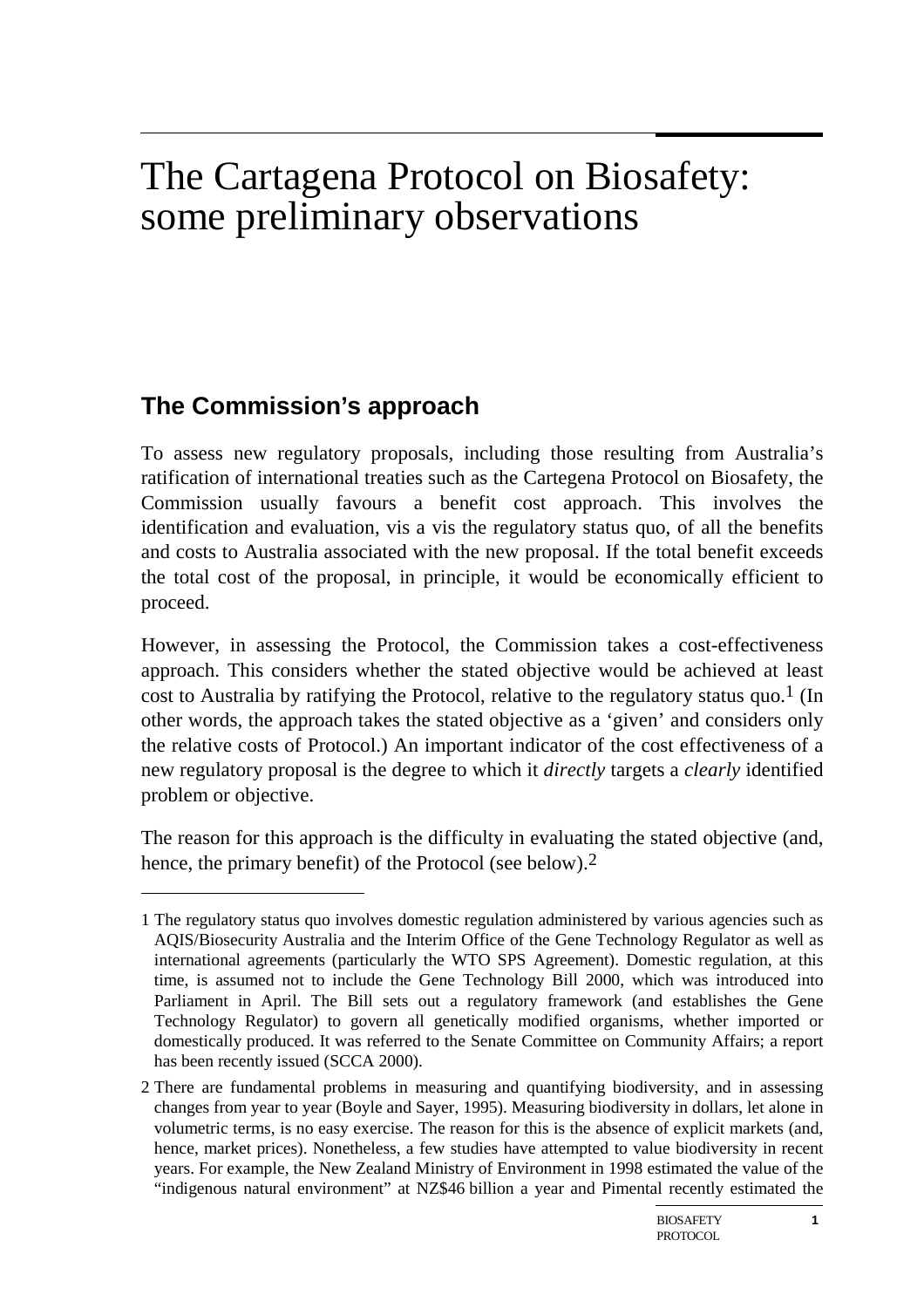# The Cartagena Protocol on Biosafety: some preliminary observations

## The Commission's approach

To assess new regulatory proposals, including those resulting from Australia's ratification of international treaties such as the Cartegena Protocol on Biosafety, the Commission usually favours a benefit cost approach. This involves the identification and evaluation, vis a vis the regulatory status quo, of all the benefits and costs to Australia associated with the new proposal. If the total benefit exceeds the total cost of the proposal, in principle, it would be economically efficient to proceed.

However, in assessing the Protocol, the Commission takes a cost-effectiveness approach. This considers whether the stated objective would be achieved at least cost to Australia by ratifying the Protocol, relative to the regulatory status quo.[1] (In other words, the approach takes the stated objective as a 'given' and considers only the relative costs of Protocol.) An important indicator of the cost effectiveness of a new regulatory proposal is the degree to which it *directly* targets a *clearly* identified problem or objective.

The reason for this approach is the difficulty in evaluating the stated objective (and, hence, the primary benefit) of the Protocol (see below).[2]

---

1 The regulatory status quo involves domestic regulation administered by various agencies such as AQIS/Biosecurity Australia and the Interim Office of the Gene Technology Regulator as well as international agreements (particularly the WTO SPS Agreement). Domestic regulation, at this time, is assumed not to include the Gene Technology Bill 2000, which was introduced into Parliament in April. The Bill sets out a regulatory framework (and establishes the Gene Technology Regulator) to govern all genetically modified organisms, whether imported or domestically produced. It was referred to the Senate Committee on Community Affairs; a report has been recently issued (SCCA 2000).

2 There are fundamental problems in measuring and quantifying biodiversity, and in assessing changes from year to year (Boyle and Sayer, 1995). Measuring biodiversity in dollars, let alone in volumetric terms, is no easy exercise. The reason for this is the absence of explicit markets (and, hence, market prices). Nonetheless, a few studies have attempted to value biodiversity in recent years. For example, the New Zealand Ministry of Environment in 1998 estimated the value of the "indigenous natural environment" at NZ$46 billion a year and Pimental recently estimated the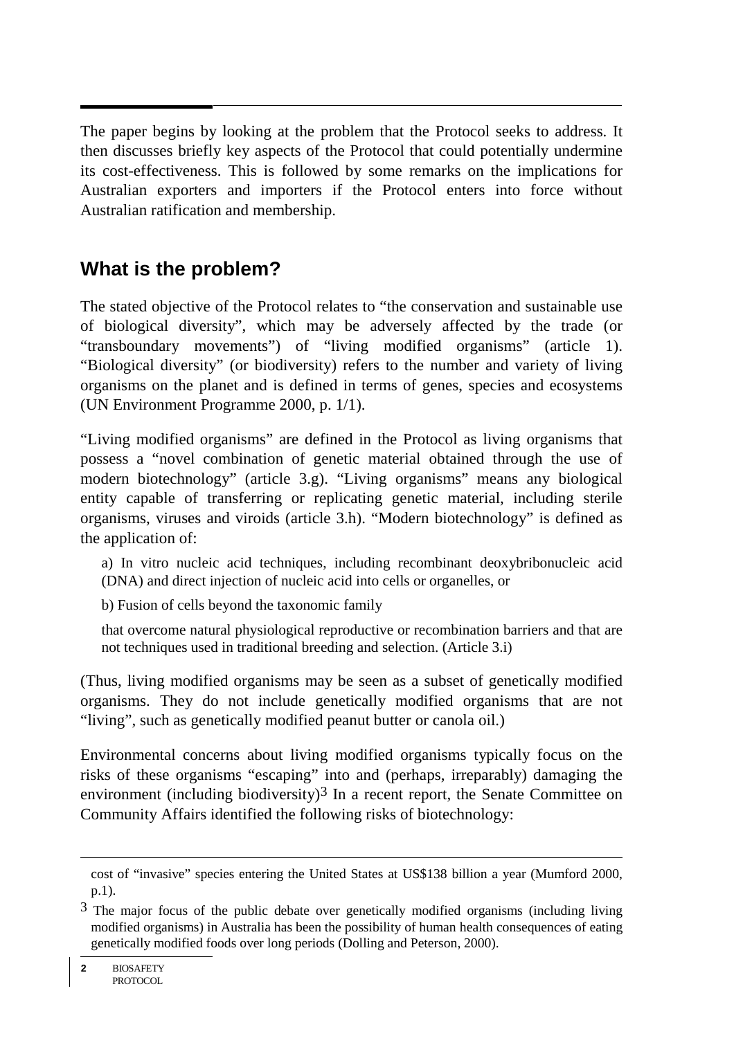The paper begins by looking at the problem that the Protocol seeks to address. It then discusses briefly key aspects of the Protocol that could potentially undermine its cost-effectiveness. This is followed by some remarks on the implications for Australian exporters and importers if the Protocol enters into force without Australian ratification and membership.

## What is the problem?

The stated objective of the Protocol relates to “the conservation and sustainable use of biological diversity”, which may be adversely affected by the trade (or “transboundary movements”) of “living modified organisms” (article 1). “Biological diversity” (or biodiversity) refers to the number and variety of living organisms on the planet and is defined in terms of genes, species and ecosystems (UN Environment Programme 2000, p. 1/1).

“Living modified organisms” are defined in the Protocol as living organisms that possess a “novel combination of genetic material obtained through the use of modern biotechnology” (article 3.g). “Living organisms” means any biological entity capable of transferring or replicating genetic material, including sterile organisms, viruses and viroids (article 3.h). “Modern biotechnology” is defined as the application of:

> a) In vitro nucleic acid techniques, including recombinant deoxybribonucleic acid (DNA) and direct injection of nucleic acid into cells or organelles, or
>
> b) Fusion of cells beyond the taxonomic family
>
> that overcome natural physiological reproductive or recombination barriers and that are not techniques used in traditional breeding and selection. (Article 3.i)

(Thus, living modified organisms may be seen as a subset of genetically modified organisms. They do not include genetically modified organisms that are not “living”, such as genetically modified peanut butter or canola oil.)

Environmental concerns about living modified organisms typically focus on the risks of these organisms “escaping” into and (perhaps, irreparably) damaging the environment (including biodiversity)[3] In a recent report, the Senate Committee on Community Affairs identified the following risks of biotechnology:

---

cost of “invasive” species entering the United States at US$138 billion a year (Mumford 2000, p.1).

[3] The major focus of the public debate over genetically modified organisms (including living modified organisms) in Australia has been the possibility of human health consequences of eating genetically modified foods over long periods (Dolling and Peterson, 2000).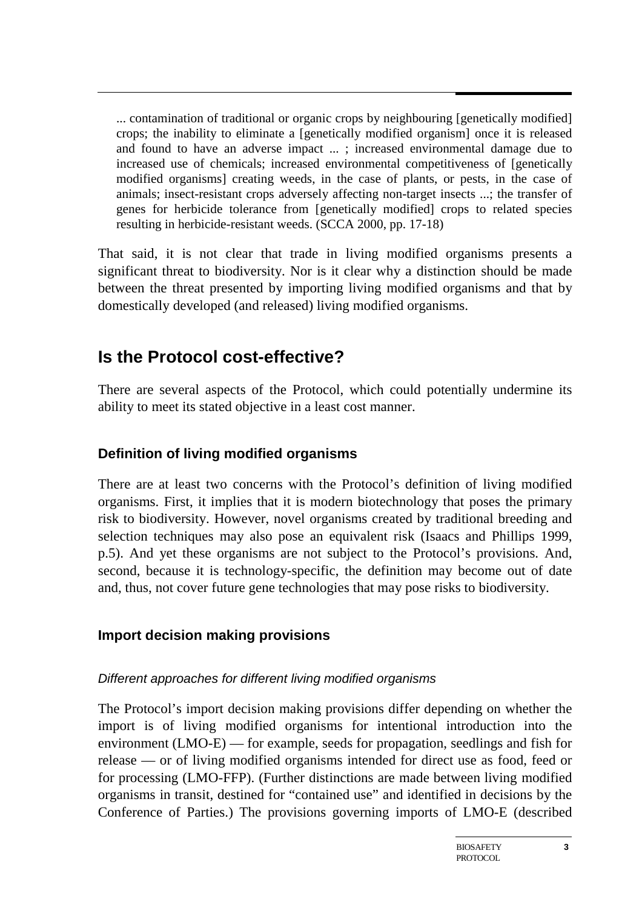> ... contamination of traditional or organic crops by neighbouring [genetically modified] crops; the inability to eliminate a [genetically modified organism] once it is released and found to have an adverse impact ... ; increased environmental damage due to increased use of chemicals; increased environmental competitiveness of [genetically modified organisms] creating weeds, in the case of plants, or pests, in the case of animals; insect-resistant crops adversely affecting non-target insects ...; the transfer of genes for herbicide tolerance from [genetically modified] crops to related species resulting in herbicide-resistant weeds. (SCCA 2000, pp. 17-18)

That said, it is not clear that trade in living modified organisms presents a significant threat to biodiversity. Nor is it clear why a distinction should be made between the threat presented by importing living modified organisms and that by domestically developed (and released) living modified organisms.

## Is the Protocol cost-effective?

There are several aspects of the Protocol, which could potentially undermine its ability to meet its stated objective in a least cost manner.

### Definition of living modified organisms

There are at least two concerns with the Protocol's definition of living modified organisms. First, it implies that it is modern biotechnology that poses the primary risk to biodiversity. However, novel organisms created by traditional breeding and selection techniques may also pose an equivalent risk (Isaacs and Phillips 1999, p.5). And yet these organisms are not subject to the Protocol's provisions. And, second, because it is technology-specific, the definition may become out of date and, thus, not cover future gene technologies that may pose risks to biodiversity.

### Import decision making provisions

#### *Different approaches for different living modified organisms*

The Protocol's import decision making provisions differ depending on whether the import is of living modified organisms for intentional introduction into the environment (LMO-E) — for example, seeds for propagation, seedlings and fish for release — or of living modified organisms intended for direct use as food, feed or for processing (LMO-FFP). (Further distinctions are made between living modified organisms in transit, destined for "contained use" and identified in decisions by the Conference of Parties.) The provisions governing imports of LMO-E (described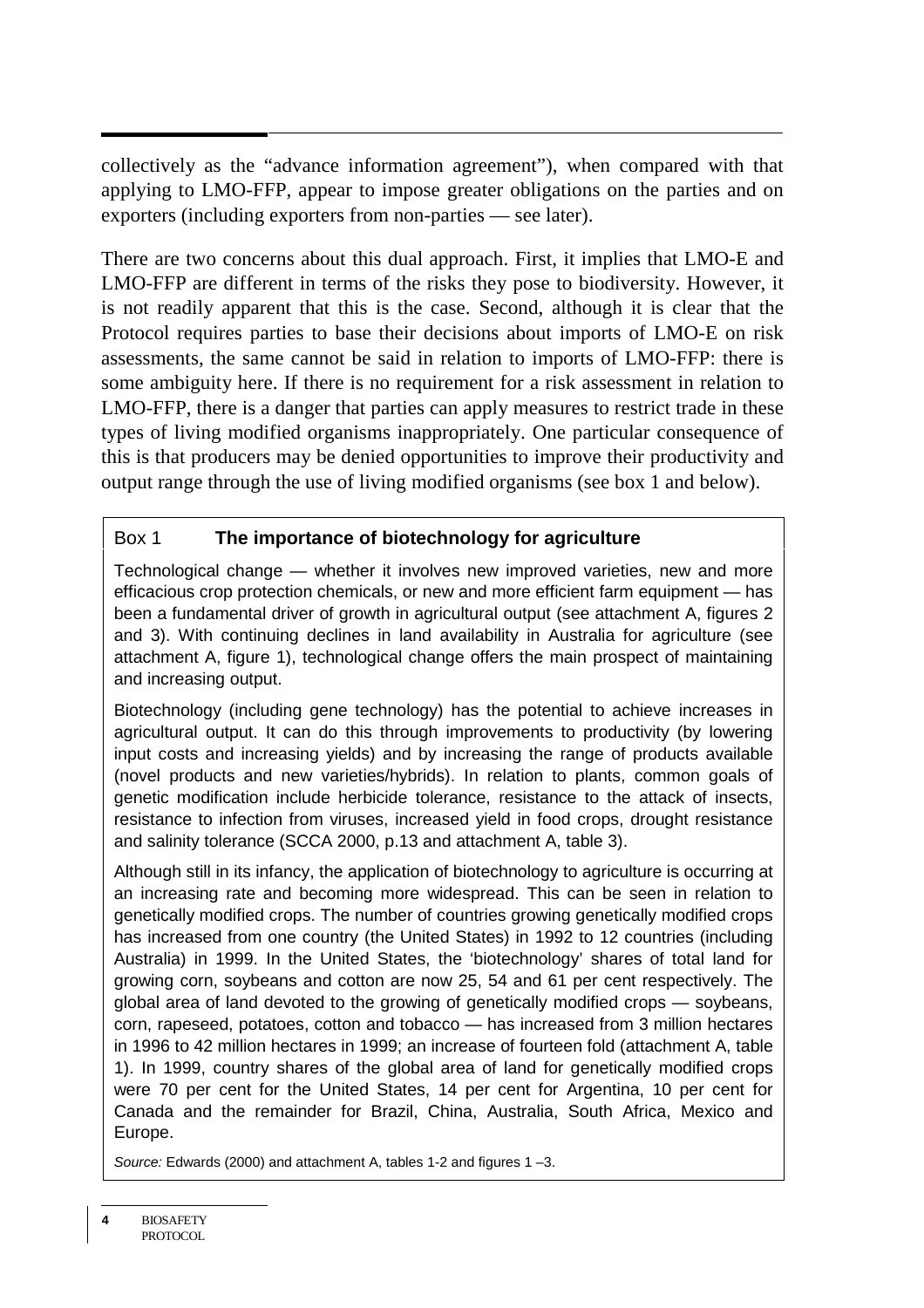collectively as the "advance information agreement"), when compared with that applying to LMO-FFP, appear to impose greater obligations on the parties and on exporters (including exporters from non-parties — see later).

There are two concerns about this dual approach. First, it implies that LMO-E and LMO-FFP are different in terms of the risks they pose to biodiversity. However, it is not readily apparent that this is the case. Second, although it is clear that the Protocol requires parties to base their decisions about imports of LMO-E on risk assessments, the same cannot be said in relation to imports of LMO-FFP: there is some ambiguity here. If there is no requirement for a risk assessment in relation to LMO-FFP, there is a danger that parties can apply measures to restrict trade in these types of living modified organisms inappropriately. One particular consequence of this is that producers may be denied opportunities to improve their productivity and output range through the use of living modified organisms (see box 1 and below).

### Box 1 **The importance of biotechnology for agriculture**

Technological change — whether it involves new improved varieties, new and more efficacious crop protection chemicals, or new and more efficient farm equipment — has been a fundamental driver of growth in agricultural output (see attachment A, figures 2 and 3). With continuing declines in land availability in Australia for agriculture (see attachment A, figure 1), technological change offers the main prospect of maintaining and increasing output.

Biotechnology (including gene technology) has the potential to achieve increases in agricultural output. It can do this through improvements to productivity (by lowering input costs and increasing yields) and by increasing the range of products available (novel products and new varieties/hybrids). In relation to plants, common goals of genetic modification include herbicide tolerance, resistance to the attack of insects, resistance to infection from viruses, increased yield in food crops, drought resistance and salinity tolerance (SCCA 2000, p.13 and attachment A, table 3).

Although still in its infancy, the application of biotechnology to agriculture is occurring at an increasing rate and becoming more widespread. This can be seen in relation to genetically modified crops. The number of countries growing genetically modified crops has increased from one country (the United States) in 1992 to 12 countries (including Australia) in 1999. In the United States, the 'biotechnology' shares of total land for growing corn, soybeans and cotton are now 25, 54 and 61 per cent respectively. The global area of land devoted to the growing of genetically modified crops — soybeans, corn, rapeseed, potatoes, cotton and tobacco — has increased from 3 million hectares in 1996 to 42 million hectares in 1999; an increase of fourteen fold (attachment A, table 1). In 1999, country shares of the global area of land for genetically modified crops were 70 per cent for the United States, 14 per cent for Argentina, 10 per cent for Canada and the remainder for Brazil, China, Australia, South Africa, Mexico and Europe.

*Source:* Edwards (2000) and attachment A, tables 1-2 and figures 1 –3.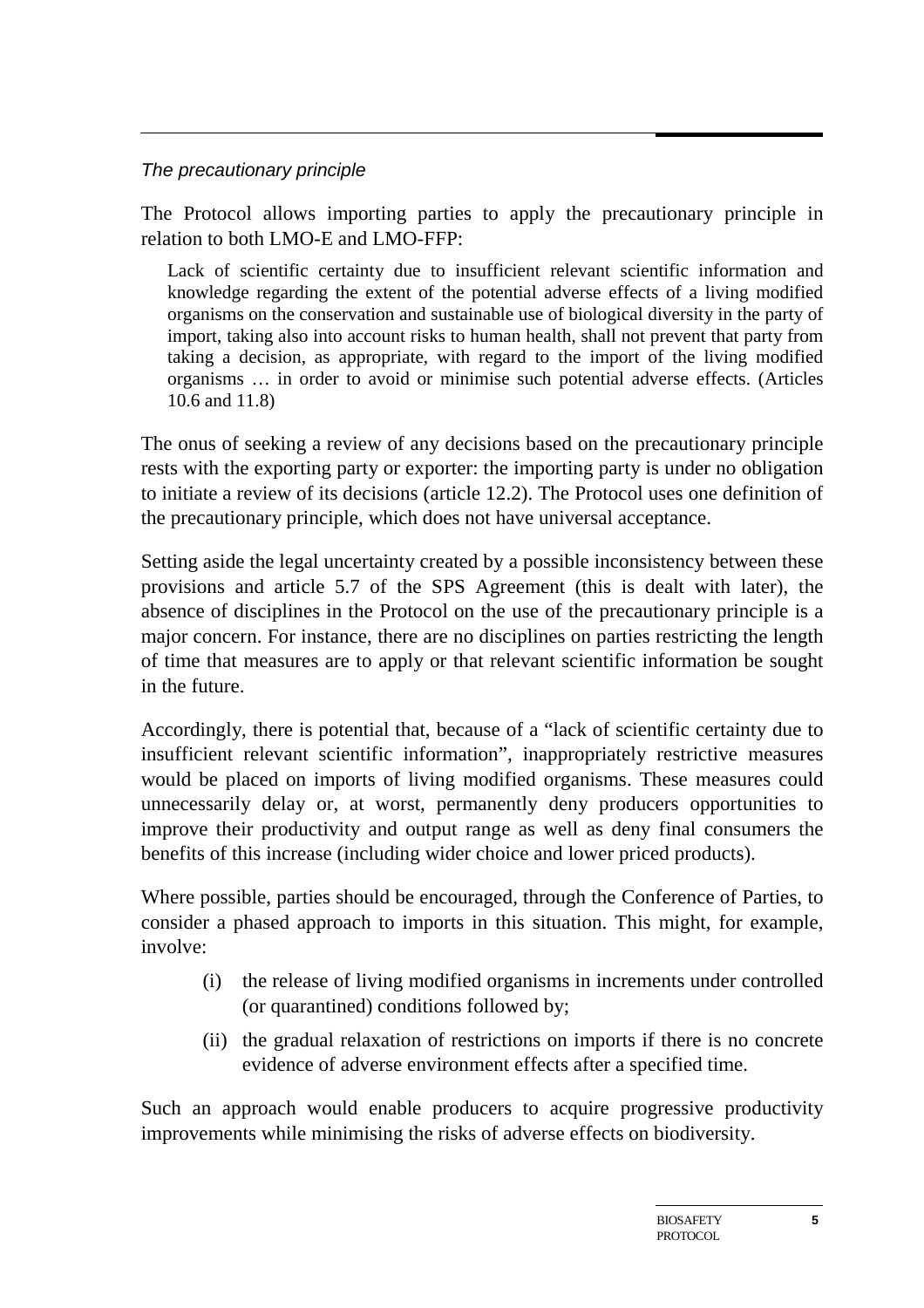### *The precautionary principle*

The Protocol allows importing parties to apply the precautionary principle in relation to both LMO-E and LMO-FFP:

> Lack of scientific certainty due to insufficient relevant scientific information and knowledge regarding the extent of the potential adverse effects of a living modified organisms on the conservation and sustainable use of biological diversity in the party of import, taking also into account risks to human health, shall not prevent that party from taking a decision, as appropriate, with regard to the import of the living modified organisms … in order to avoid or minimise such potential adverse effects. (Articles 10.6 and 11.8)

The onus of seeking a review of any decisions based on the precautionary principle rests with the exporting party or exporter: the importing party is under no obligation to initiate a review of its decisions (article 12.2). The Protocol uses one definition of the precautionary principle, which does not have universal acceptance.

Setting aside the legal uncertainty created by a possible inconsistency between these provisions and article 5.7 of the SPS Agreement (this is dealt with later), the absence of disciplines in the Protocol on the use of the precautionary principle is a major concern. For instance, there are no disciplines on parties restricting the length of time that measures are to apply or that relevant scientific information be sought in the future.

Accordingly, there is potential that, because of a "lack of scientific certainty due to insufficient relevant scientific information", inappropriately restrictive measures would be placed on imports of living modified organisms. These measures could unnecessarily delay or, at worst, permanently deny producers opportunities to improve their productivity and output range as well as deny final consumers the benefits of this increase (including wider choice and lower priced products).

Where possible, parties should be encouraged, through the Conference of Parties, to consider a phased approach to imports in this situation. This might, for example, involve:

- (i) the release of living modified organisms in increments under controlled (or quarantined) conditions followed by;
- (ii) the gradual relaxation of restrictions on imports if there is no concrete evidence of adverse environment effects after a specified time.

Such an approach would enable producers to acquire progressive productivity improvements while minimising the risks of adverse effects on biodiversity.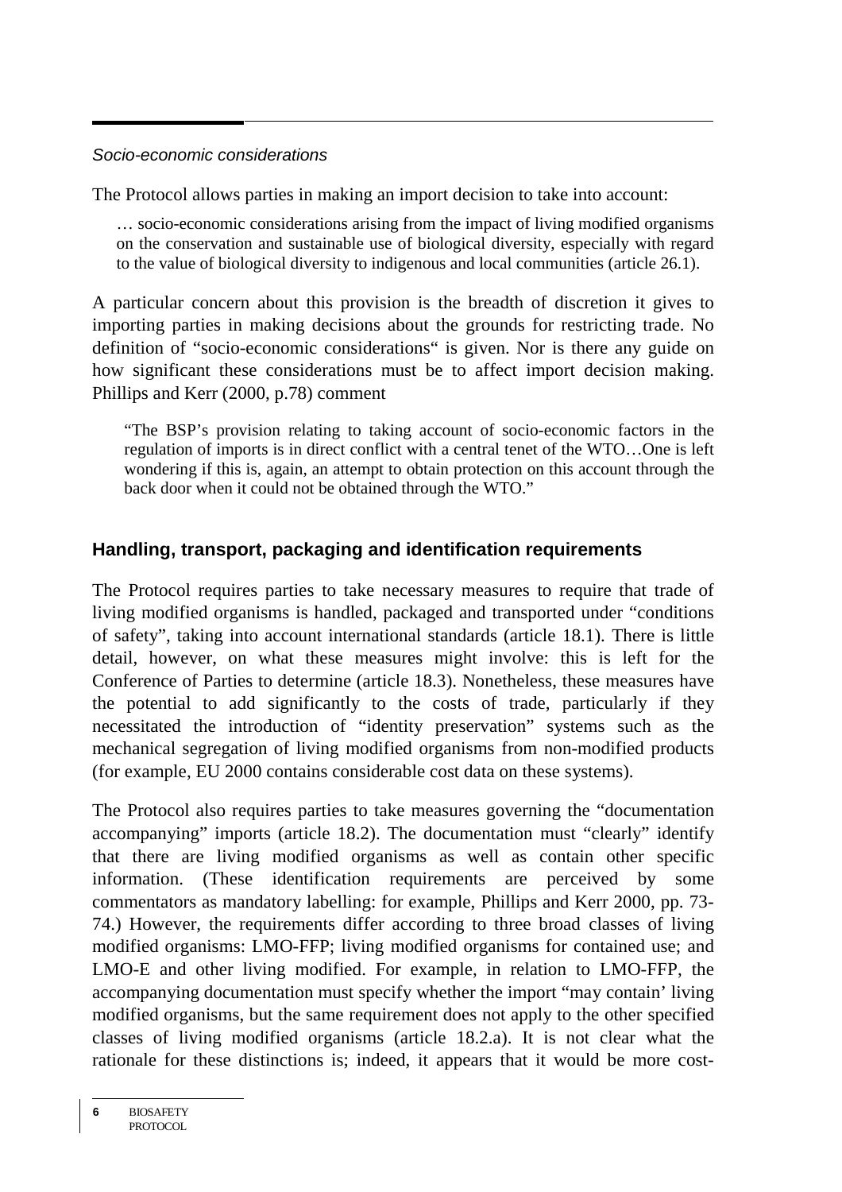*Socio-economic considerations*

The Protocol allows parties in making an import decision to take into account:

> … socio-economic considerations arising from the impact of living modified organisms on the conservation and sustainable use of biological diversity, especially with regard to the value of biological diversity to indigenous and local communities (article 26.1).

A particular concern about this provision is the breadth of discretion it gives to importing parties in making decisions about the grounds for restricting trade. No definition of "socio-economic considerations" is given. Nor is there any guide on how significant these considerations must be to affect import decision making. Phillips and Kerr (2000, p.78) comment

> "The BSP's provision relating to taking account of socio-economic factors in the regulation of imports is in direct conflict with a central tenet of the WTO…One is left wondering if this is, again, an attempt to obtain protection on this account through the back door when it could not be obtained through the WTO."

### Handling, transport, packaging and identification requirements

The Protocol requires parties to take necessary measures to require that trade of living modified organisms is handled, packaged and transported under "conditions of safety", taking into account international standards (article 18.1). There is little detail, however, on what these measures might involve: this is left for the Conference of Parties to determine (article 18.3). Nonetheless, these measures have the potential to add significantly to the costs of trade, particularly if they necessitated the introduction of "identity preservation" systems such as the mechanical segregation of living modified organisms from non-modified products (for example, EU 2000 contains considerable cost data on these systems).

The Protocol also requires parties to take measures governing the "documentation accompanying" imports (article 18.2). The documentation must "clearly" identify that there are living modified organisms as well as contain other specific information. (These identification requirements are perceived by some commentators as mandatory labelling: for example, Phillips and Kerr 2000, pp. 73-74.) However, the requirements differ according to three broad classes of living modified organisms: LMO-FFP; living modified organisms for contained use; and LMO-E and other living modified. For example, in relation to LMO-FFP, the accompanying documentation must specify whether the import "may contain' living modified organisms, but the same requirement does not apply to the other specified classes of living modified organisms (article 18.2.a). It is not clear what the rationale for these distinctions is; indeed, it appears that it would be more cost-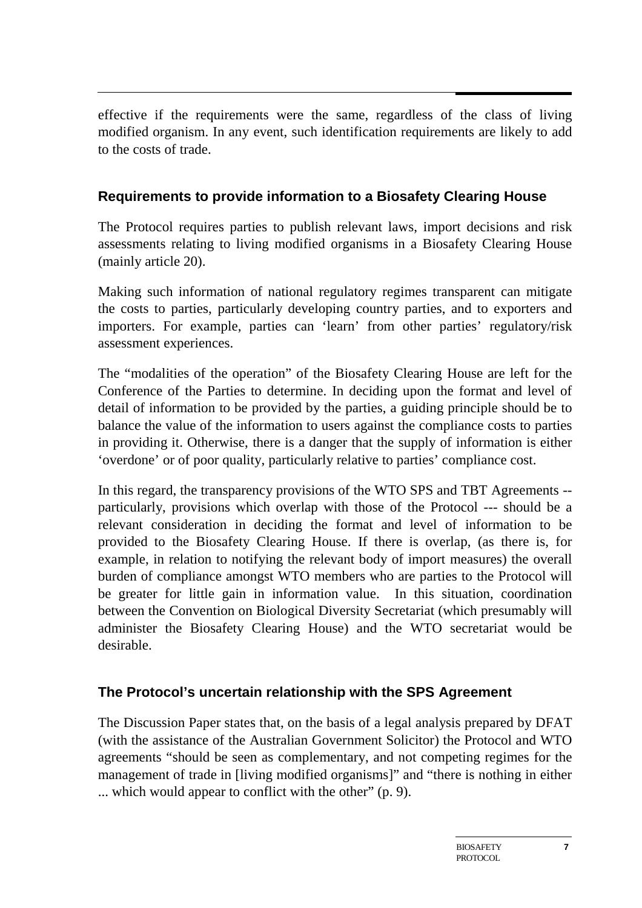effective if the requirements were the same, regardless of the class of living modified organism. In any event, such identification requirements are likely to add to the costs of trade.

### Requirements to provide information to a Biosafety Clearing House

The Protocol requires parties to publish relevant laws, import decisions and risk assessments relating to living modified organisms in a Biosafety Clearing House (mainly article 20).

Making such information of national regulatory regimes transparent can mitigate the costs to parties, particularly developing country parties, and to exporters and importers. For example, parties can 'learn' from other parties' regulatory/risk assessment experiences.

The "modalities of the operation" of the Biosafety Clearing House are left for the Conference of the Parties to determine. In deciding upon the format and level of detail of information to be provided by the parties, a guiding principle should be to balance the value of the information to users against the compliance costs to parties in providing it. Otherwise, there is a danger that the supply of information is either 'overdone' or of poor quality, particularly relative to parties' compliance cost.

In this regard, the transparency provisions of the WTO SPS and TBT Agreements -- particularly, provisions which overlap with those of the Protocol --- should be a relevant consideration in deciding the format and level of information to be provided to the Biosafety Clearing House. If there is overlap, (as there is, for example, in relation to notifying the relevant body of import measures) the overall burden of compliance amongst WTO members who are parties to the Protocol will be greater for little gain in information value. In this situation, coordination between the Convention on Biological Diversity Secretariat (which presumably will administer the Biosafety Clearing House) and the WTO secretariat would be desirable.

### The Protocol's uncertain relationship with the SPS Agreement

The Discussion Paper states that, on the basis of a legal analysis prepared by DFAT (with the assistance of the Australian Government Solicitor) the Protocol and WTO agreements "should be seen as complementary, and not competing regimes for the management of trade in [living modified organisms]" and "there is nothing in either ... which would appear to conflict with the other" (p. 9).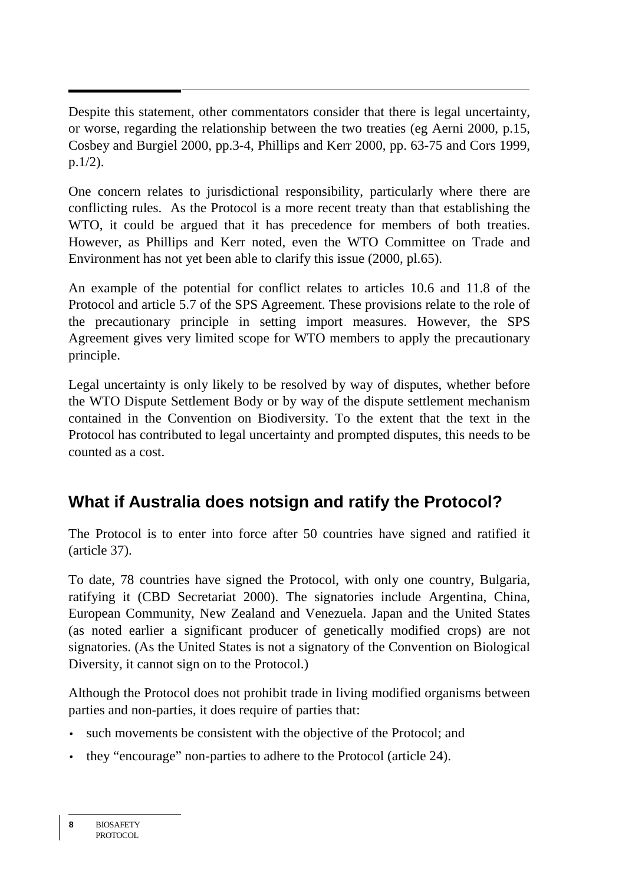Despite this statement, other commentators consider that there is legal uncertainty, or worse, regarding the relationship between the two treaties (eg Aerni 2000, p.15, Cosbey and Burgiel 2000, pp.3-4, Phillips and Kerr 2000, pp. 63-75 and Cors 1999, p.1/2).

One concern relates to jurisdictional responsibility, particularly where there are conflicting rules. As the Protocol is a more recent treaty than that establishing the WTO, it could be argued that it has precedence for members of both treaties. However, as Phillips and Kerr noted, even the WTO Committee on Trade and Environment has not yet been able to clarify this issue (2000, pl.65).

An example of the potential for conflict relates to articles 10.6 and 11.8 of the Protocol and article 5.7 of the SPS Agreement. These provisions relate to the role of the precautionary principle in setting import measures. However, the SPS Agreement gives very limited scope for WTO members to apply the precautionary principle.

Legal uncertainty is only likely to be resolved by way of disputes, whether before the WTO Dispute Settlement Body or by way of the dispute settlement mechanism contained in the Convention on Biodiversity. To the extent that the text in the Protocol has contributed to legal uncertainty and prompted disputes, this needs to be counted as a cost.

## What if Australia does notsign and ratify the Protocol?

The Protocol is to enter into force after 50 countries have signed and ratified it (article 37).

To date, 78 countries have signed the Protocol, with only one country, Bulgaria, ratifying it (CBD Secretariat 2000). The signatories include Argentina, China, European Community, New Zealand and Venezuela. Japan and the United States (as noted earlier a significant producer of genetically modified crops) are not signatories. (As the United States is not a signatory of the Convention on Biological Diversity, it cannot sign on to the Protocol.)

Although the Protocol does not prohibit trade in living modified organisms between parties and non-parties, it does require of parties that:

- such movements be consistent with the objective of the Protocol; and
- they "encourage" non-parties to adhere to the Protocol (article 24).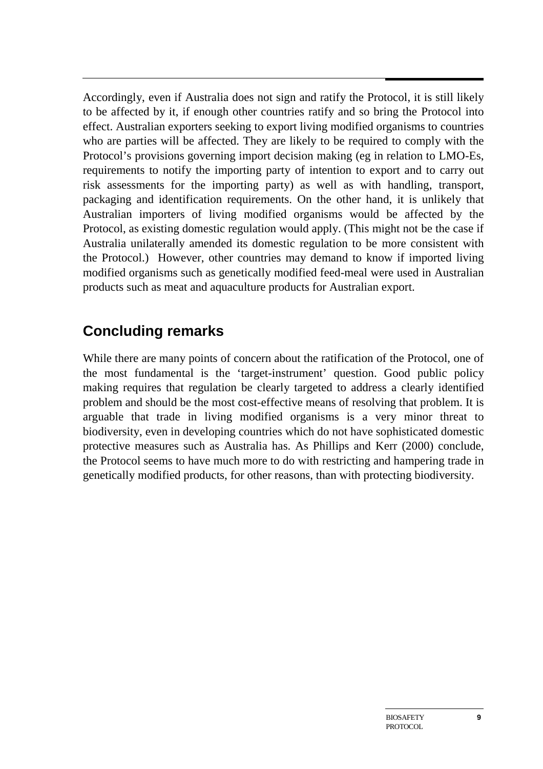Accordingly, even if Australia does not sign and ratify the Protocol, it is still likely to be affected by it, if enough other countries ratify and so bring the Protocol into effect. Australian exporters seeking to export living modified organisms to countries who are parties will be affected. They are likely to be required to comply with the Protocol's provisions governing import decision making (eg in relation to LMO-Es, requirements to notify the importing party of intention to export and to carry out risk assessments for the importing party) as well as with handling, transport, packaging and identification requirements. On the other hand, it is unlikely that Australian importers of living modified organisms would be affected by the Protocol, as existing domestic regulation would apply. (This might not be the case if Australia unilaterally amended its domestic regulation to be more consistent with the Protocol.) However, other countries may demand to know if imported living modified organisms such as genetically modified feed-meal were used in Australian products such as meat and aquaculture products for Australian export.

## Concluding remarks

While there are many points of concern about the ratification of the Protocol, one of the most fundamental is the 'target-instrument' question. Good public policy making requires that regulation be clearly targeted to address a clearly identified problem and should be the most cost-effective means of resolving that problem. It is arguable that trade in living modified organisms is a very minor threat to biodiversity, even in developing countries which do not have sophisticated domestic protective measures such as Australia has. As Phillips and Kerr (2000) conclude, the Protocol seems to have much more to do with restricting and hampering trade in genetically modified products, for other reasons, than with protecting biodiversity.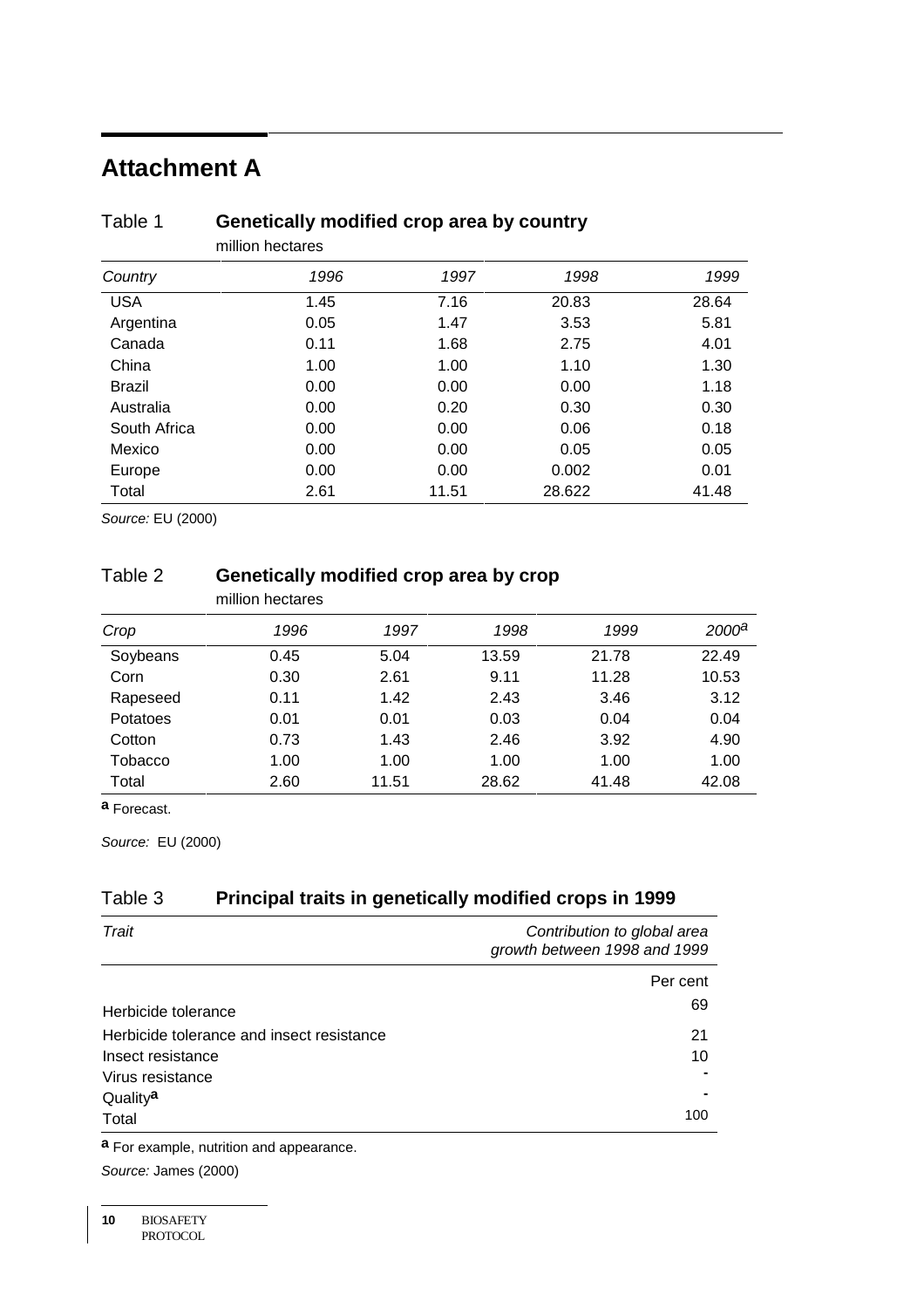# Attachment A

Table 1 **Genetically modified crop area by country**

million hectares

| *Country* | *1996* | *1997* | *1998* | *1999* |
|---|---|---|---|---|
| USA | 1.45 | 7.16 | 20.83 | 28.64 |
| Argentina | 0.05 | 1.47 | 3.53 | 5.81 |
| Canada | 0.11 | 1.68 | 2.75 | 4.01 |
| China | 1.00 | 1.00 | 1.10 | 1.30 |
| Brazil | 0.00 | 0.00 | 0.00 | 1.18 |
| Australia | 0.00 | 0.20 | 0.30 | 0.30 |
| South Africa | 0.00 | 0.00 | 0.06 | 0.18 |
| Mexico | 0.00 | 0.00 | 0.05 | 0.05 |
| Europe | 0.00 | 0.00 | 0.002 | 0.01 |
| Total | 2.61 | 11.51 | 28.622 | 41.48 |

*Source:* EU (2000)

Table 2 **Genetically modified crop area by crop**

million hectares

| *Crop* | *1996* | *1997* | *1998* | *1999* | *2000*[a] |
|---|---|---|---|---|---|
| Soybeans | 0.45 | 5.04 | 13.59 | 21.78 | 22.49 |
| Corn | 0.30 | 2.61 | 9.11 | 11.28 | 10.53 |
| Rapeseed | 0.11 | 1.42 | 2.43 | 3.46 | 3.12 |
| Potatoes | 0.01 | 0.01 | 0.03 | 0.04 | 0.04 |
| Cotton | 0.73 | 1.43 | 2.46 | 3.92 | 4.90 |
| Tobacco | 1.00 | 1.00 | 1.00 | 1.00 | 1.00 |
| Total | 2.60 | 11.51 | 28.62 | 41.48 | 42.08 |

**a** Forecast.

*Source:* EU (2000)

Table 3 **Principal traits in genetically modified crops in 1999**

| *Trait* | *Contribution to global area growth between 1998 and 1999* |
|---|---|
| | Per cent |
| Herbicide tolerance | 69 |
| Herbicide tolerance and insect resistance | 21 |
| Insect resistance | 10 |
| Virus resistance | - |
| Quality[a] | - |
| Total | 100 |

**a** For example, nutrition and appearance.

*Source:* James (2000)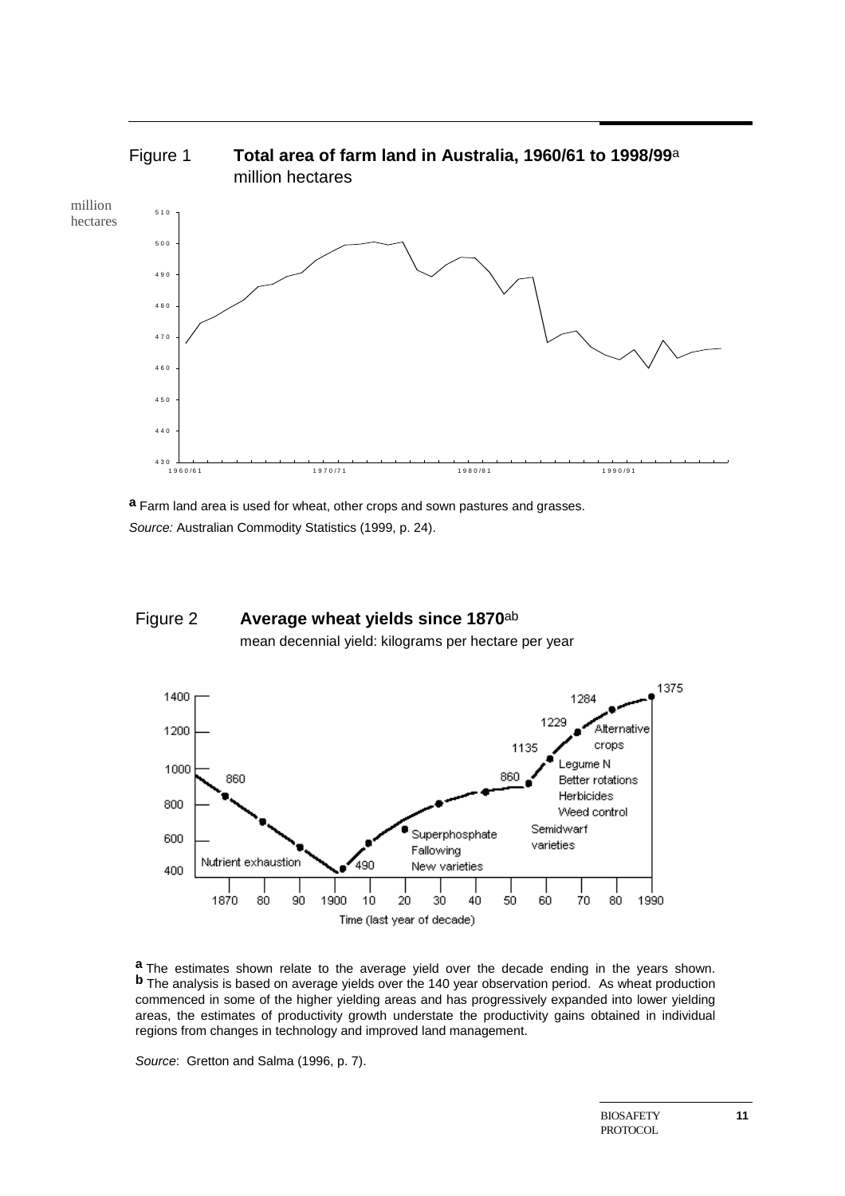Figure 1 **Total area of farm land in Australia, 1960/61 to 1998/99**[a]
million hectares

[a] Farm land area is used for wheat, other crops and sown pastures and grasses.
*Source:* Australian Commodity Statistics (1999, p. 24).

Figure 2 **Average wheat yields since 1870**[ab]
mean decennial yield: kilograms per hectare per year

[a] The estimates shown relate to the average yield over the decade ending in the years shown.
[b] The analysis is based on average yields over the 140 year observation period. As wheat production commenced in some of the higher yielding areas and has progressively expanded into lower yielding areas, the estimates of productivity growth understate the productivity gains obtained in individual regions from changes in technology and improved land management.

*Source*: Gretton and Salma (1996, p. 7).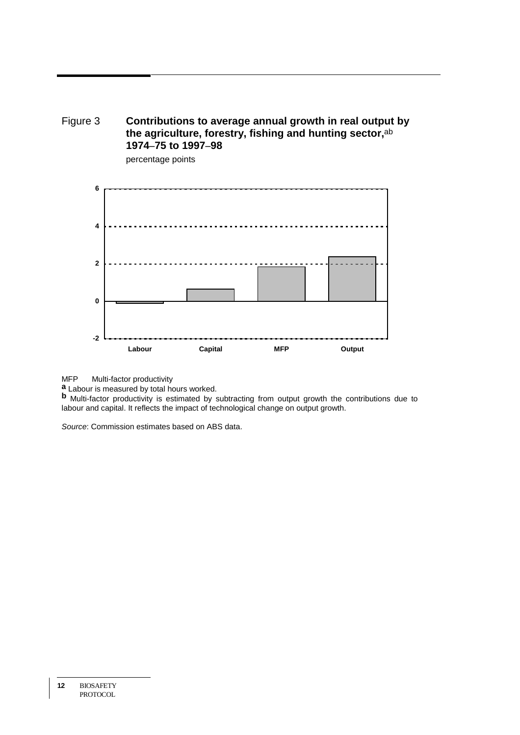Figure 3 **Contributions to average annual growth in real output by the agriculture, forestry, fishing and hunting sector,**[ab] **1974–75 to 1997–98**

percentage points

MFP Multi-factor productivity

**a** Labour is measured by total hours worked.

**b** Multi-factor productivity is estimated by subtracting from output growth the contributions due to labour and capital. It reflects the impact of technological change on output growth.

*Source*: Commission estimates based on ABS data.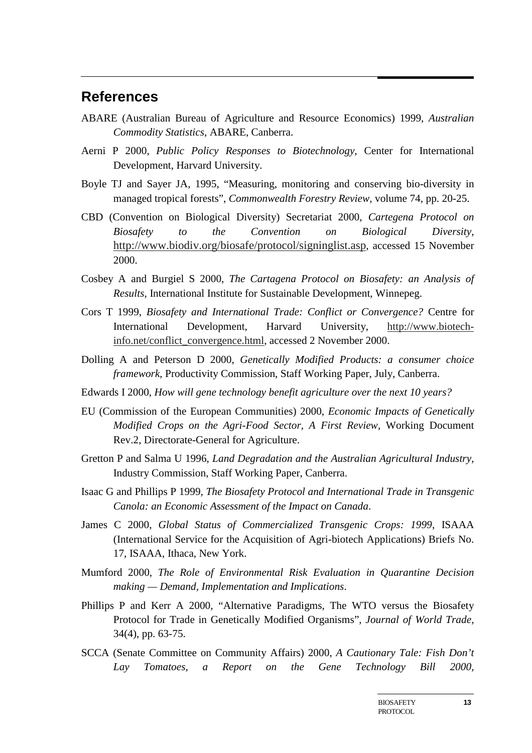## References

ABARE (Australian Bureau of Agriculture and Resource Economics) 1999, *Australian Commodity Statistics*, ABARE, Canberra.

Aerni P 2000, *Public Policy Responses to Biotechnology*, Center for International Development, Harvard University.

Boyle TJ and Sayer JA, 1995, "Measuring, monitoring and conserving bio-diversity in managed tropical forests", *Commonwealth Forestry Review*, volume 74, pp. 20-25.

CBD (Convention on Biological Diversity) Secretariat 2000, *Cartegena Protocol on Biosafety to the Convention on Biological Diversity*, http://www.biodiv.org/biosafe/protocol/signinglist.asp, accessed 15 November 2000.

Cosbey A and Burgiel S 2000, *The Cartagena Protocol on Biosafety: an Analysis of Results*, International Institute for Sustainable Development, Winnepeg.

Cors T 1999, *Biosafety and International Trade: Conflict or Convergence?* Centre for International Development, Harvard University, http://www.biotech-info.net/conflict_convergence.html, accessed 2 November 2000.

Dolling A and Peterson D 2000, *Genetically Modified Products: a consumer choice framework*, Productivity Commission, Staff Working Paper, July, Canberra.

Edwards I 2000, *How will gene technology benefit agriculture over the next 10 years?*

EU (Commission of the European Communities) 2000, *Economic Impacts of Genetically Modified Crops on the Agri-Food Sector, A First Review*, Working Document Rev.2, Directorate-General for Agriculture.

Gretton P and Salma U 1996, *Land Degradation and the Australian Agricultural Industry*, Industry Commission, Staff Working Paper, Canberra.

Isaac G and Phillips P 1999, *The Biosafety Protocol and International Trade in Transgenic Canola: an Economic Assessment of the Impact on Canada*.

James C 2000, *Global Status of Commercialized Transgenic Crops: 1999*, ISAAA (International Service for the Acquisition of Agri-biotech Applications) Briefs No. 17, ISAAA, Ithaca, New York.

Mumford 2000, *The Role of Environmental Risk Evaluation in Quarantine Decision making — Demand, Implementation and Implications*.

Phillips P and Kerr A 2000, "Alternative Paradigms, The WTO versus the Biosafety Protocol for Trade in Genetically Modified Organisms", *Journal of World Trade*, 34(4), pp. 63-75.

SCCA (Senate Committee on Community Affairs) 2000, *A Cautionary Tale: Fish Don't Lay Tomatoes, a Report on the Gene Technology Bill 2000,*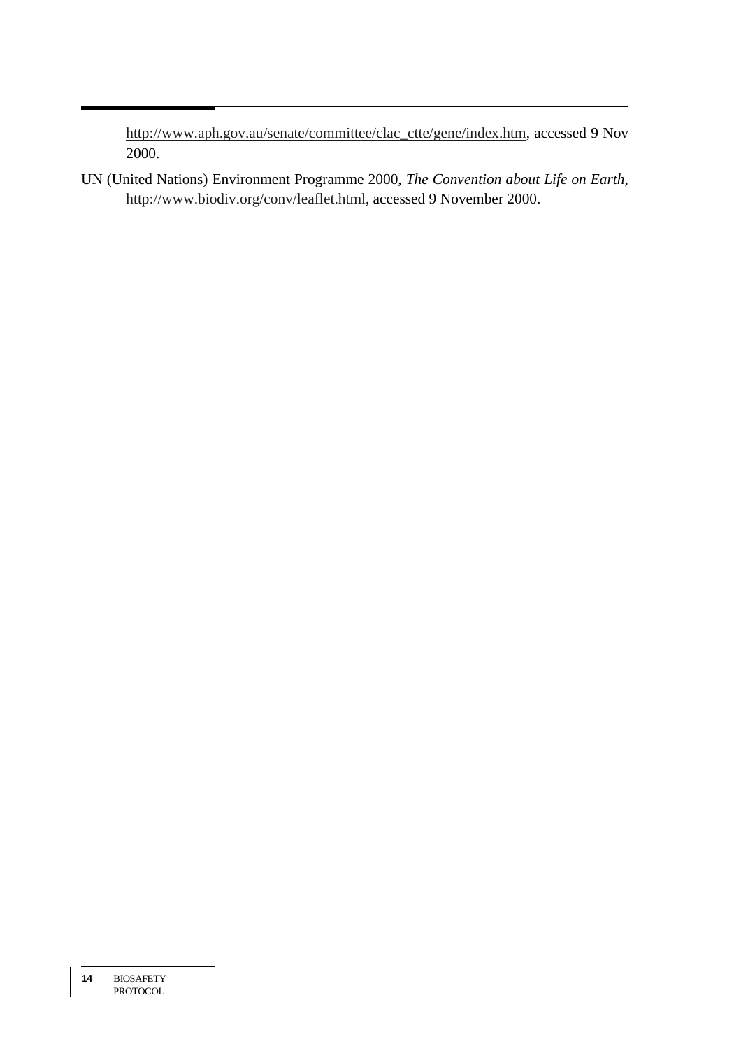http://www.aph.gov.au/senate/committee/clac_ctte/gene/index.htm, accessed 9 Nov 2000.

UN (United Nations) Environment Programme 2000, *The Convention about Life on Earth*, http://www.biodiv.org/conv/leaflet.html, accessed 9 November 2000.